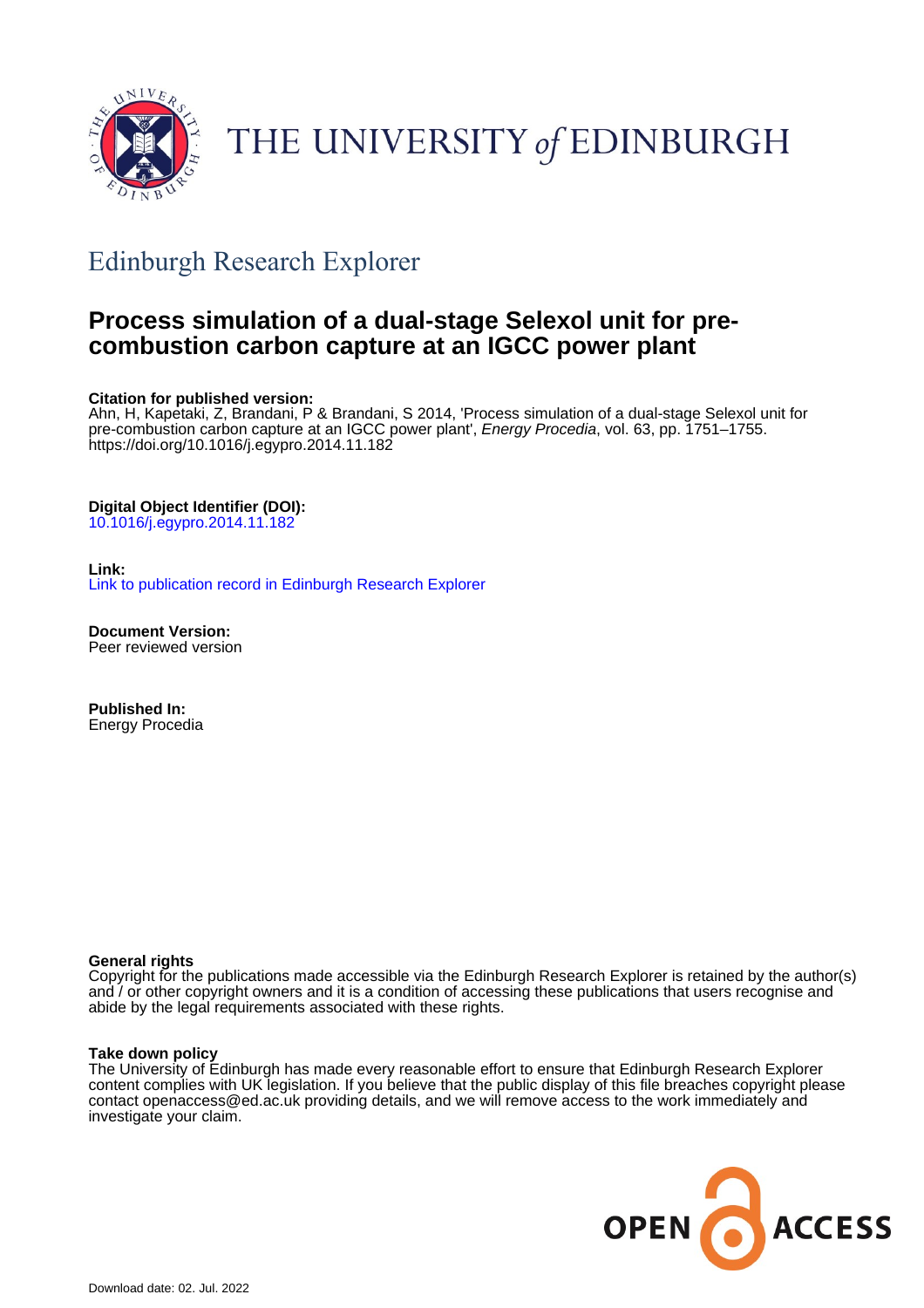THE UNIVERSITY *of* EDINBURGH

## Edinburgh Research Explorer

# Process simulation of a dual-stage Selexol unit for pre-combustion carbon capture at an IGCC power plant

**Citation for published version:**
Ahn, H, Kapetaki, Z, Brandani, P & Brandani, S 2014, 'Process simulation of a dual-stage Selexol unit for pre-combustion carbon capture at an IGCC power plant', *Energy Procedia*, vol. 63, pp. 1751–1755. https://doi.org/10.1016/j.egypro.2014.11.182

**Digital Object Identifier (DOI):**
10.1016/j.egypro.2014.11.182

**Link:**
Link to publication record in Edinburgh Research Explorer

**Document Version:**
Peer reviewed version

**Published In:**
Energy Procedia

**General rights**
Copyright for the publications made accessible via the Edinburgh Research Explorer is retained by the author(s) and / or other copyright owners and it is a condition of accessing these publications that users recognise and abide by the legal requirements associated with these rights.

**Take down policy**
The University of Edinburgh has made every reasonable effort to ensure that Edinburgh Research Explorer content complies with UK legislation. If you believe that the public display of this file breaches copyright please contact openaccess@ed.ac.uk providing details, and we will remove access to the work immediately and investigate your claim.

OPEN ACCESS

Download date: 02. Jul. 2022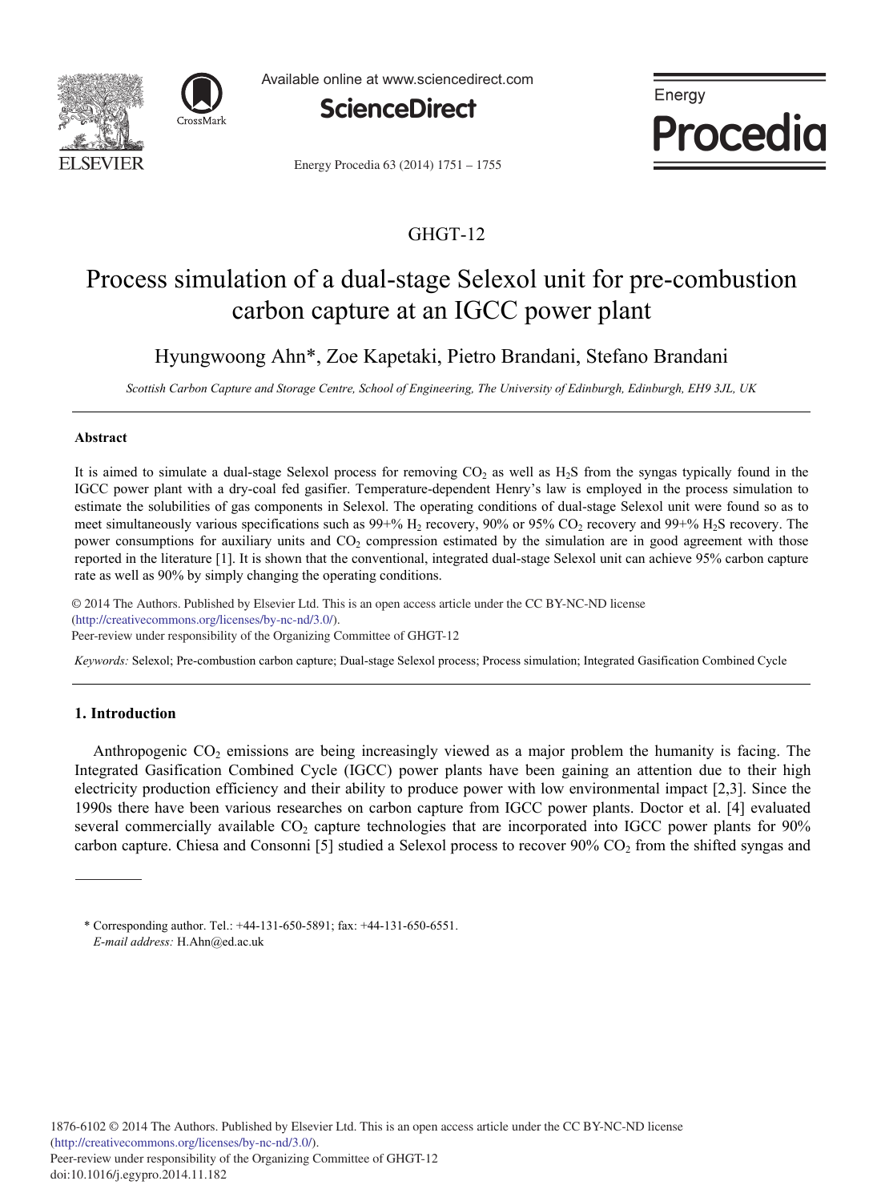# GHGT-12

# Process simulation of a dual-stage Selexol unit for pre-combustion carbon capture at an IGCC power plant

Hyungwoong Ahn*, Zoe Kapetaki, Pietro Brandani, Stefano Brandani

*Scottish Carbon Capture and Storage Centre, School of Engineering, The University of Edinburgh, Edinburgh, EH9 3JL, UK*

---

## Abstract

It is aimed to simulate a dual-stage Selexol process for removing $CO_2$ as well as $H_2S$ from the syngas typically found in the IGCC power plant with a dry-coal fed gasifier. Temperature-dependent Henry's law is employed in the process simulation to estimate the solubilities of gas components in Selexol. The operating conditions of dual-stage Selexol unit were found so as to meet simultaneously various specifications such as 99+% $H_2$ recovery, 90% or 95% $CO_2$ recovery and 99+% $H_2S$ recovery. The power consumptions for auxiliary units and $CO_2$ compression estimated by the simulation are in good agreement with those reported in the literature [1]. It is shown that the conventional, integrated dual-stage Selexol unit can achieve 95% carbon capture rate as well as 90% by simply changing the operating conditions.

© 2014 The Authors. Published by Elsevier Ltd. This is an open access article under the CC BY-NC-ND license (http://creativecommons.org/licenses/by-nc-nd/3.0/).
Peer-review under responsibility of the Organizing Committee of GHGT-12

*Keywords:* Selexol; Pre-combustion carbon capture; Dual-stage Selexol process; Process simulation; Integrated Gasification Combined Cycle

---

## 1. Introduction

Anthropogenic $CO_2$ emissions are being increasingly viewed as a major problem the humanity is facing. The Integrated Gasification Combined Cycle (IGCC) power plants have been gaining an attention due to their high electricity production efficiency and their ability to produce power with low environmental impact [2,3]. Since the 1990s there have been various researches on carbon capture from IGCC power plants. Doctor et al. [4] evaluated several commercially available $CO_2$ capture technologies that are incorporated into IGCC power plants for 90% carbon capture. Chiesa and Consonni [5] studied a Selexol process to recover 90% $CO_2$ from the shifted syngas and

* Corresponding author. Tel.: +44-131-650-5891; fax: +44-131-650-6551.
*E-mail address:* H.Ahn@ed.ac.uk

1876-6102 © 2014 The Authors. Published by Elsevier Ltd. This is an open access article under the CC BY-NC-ND license (http://creativecommons.org/licenses/by-nc-nd/3.0/).
Peer-review under responsibility of the Organizing Committee of GHGT-12
doi:10.1016/j.egypro.2014.11.182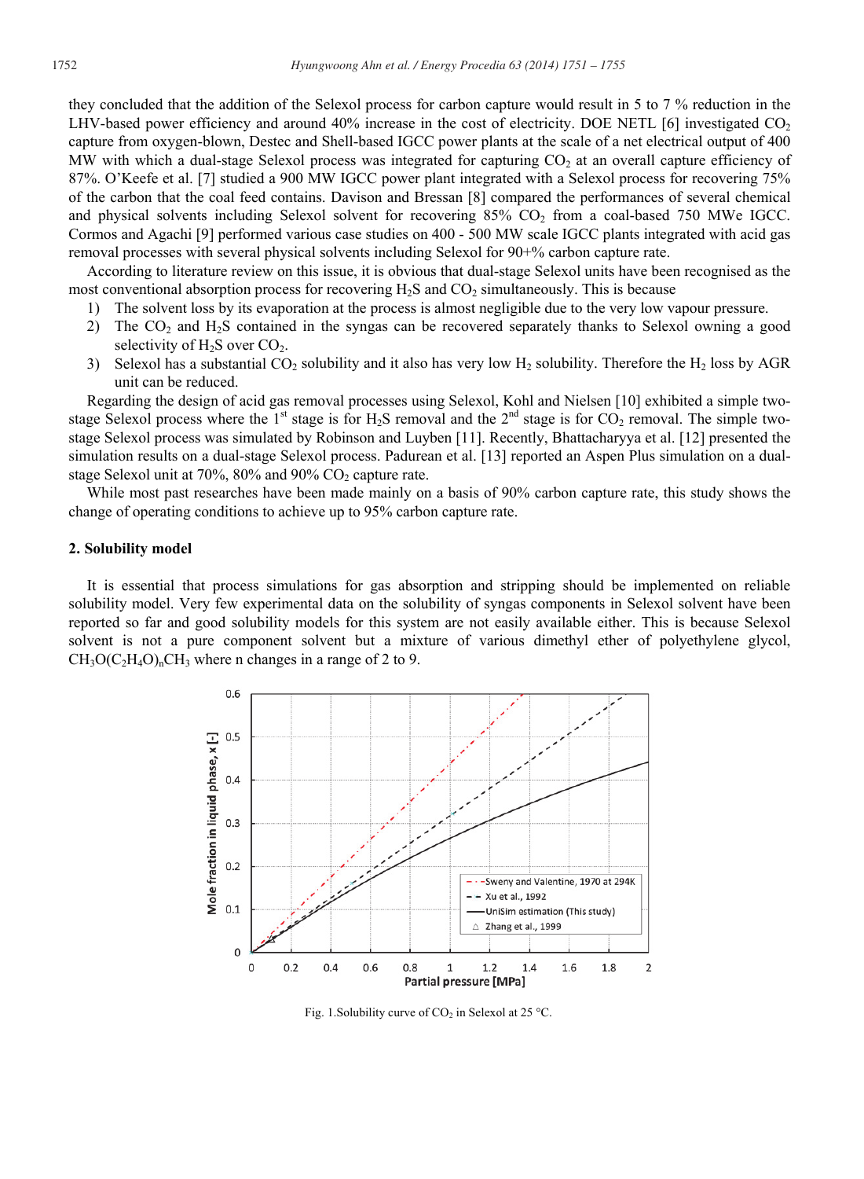they concluded that the addition of the Selexol process for carbon capture would result in 5 to 7 % reduction in the LHV-based power efficiency and around 40% increase in the cost of electricity. DOE NETL [6] investigated $CO_2$ capture from oxygen-blown, Destec and Shell-based IGCC power plants at the scale of a net electrical output of 400 MW with which a dual-stage Selexol process was integrated for capturing $CO_2$ at an overall capture efficiency of 87%. O'Keefe et al. [7] studied a 900 MW IGCC power plant integrated with a Selexol process for recovering 75% of the carbon that the coal feed contains. Davison and Bressan [8] compared the performances of several chemical and physical solvents including Selexol solvent for recovering 85% $CO_2$ from a coal-based 750 MWe IGCC. Cormos and Agachi [9] performed various case studies on 400 - 500 MW scale IGCC plants integrated with acid gas removal processes with several physical solvents including Selexol for 90+% carbon capture rate.

According to literature review on this issue, it is obvious that dual-stage Selexol units have been recognised as the most conventional absorption process for recovering $H_2S$ and $CO_2$ simultaneously. This is because

1) The solvent loss by its evaporation at the process is almost negligible due to the very low vapour pressure.
2) The $CO_2$ and $H_2S$ contained in the syngas can be recovered separately thanks to Selexol owning a good selectivity of $H_2S$ over $CO_2$.
3) Selexol has a substantial $CO_2$ solubility and it also has very low $H_2$ solubility. Therefore the $H_2$ loss by AGR unit can be reduced.

Regarding the design of acid gas removal processes using Selexol, Kohl and Nielsen [10] exhibited a simple two-stage Selexol process where the 1st stage is for $H_2S$ removal and the 2nd stage is for $CO_2$ removal. The simple two-stage Selexol process was simulated by Robinson and Luyben [11]. Recently, Bhattacharyya et al. [12] presented the simulation results on a dual-stage Selexol process. Padurean et al. [13] reported an Aspen Plus simulation on a dual-stage Selexol unit at 70%, 80% and 90% $CO_2$ capture rate.

While most past researches have been made mainly on a basis of 90% carbon capture rate, this study shows the change of operating conditions to achieve up to 95% carbon capture rate.

## 2. Solubility model

It is essential that process simulations for gas absorption and stripping should be implemented on reliable solubility model. Very few experimental data on the solubility of syngas components in Selexol solvent have been reported so far and good solubility models for this system are not easily available either. This is because Selexol solvent is not a pure component solvent but a mixture of various dimethyl ether of polyethylene glycol, $CH_3O(C_2H_4O)_nCH_3$ where n changes in a range of 2 to 9.

Fig. 1.Solubility curve of $CO_2$ in Selexol at 25 °C.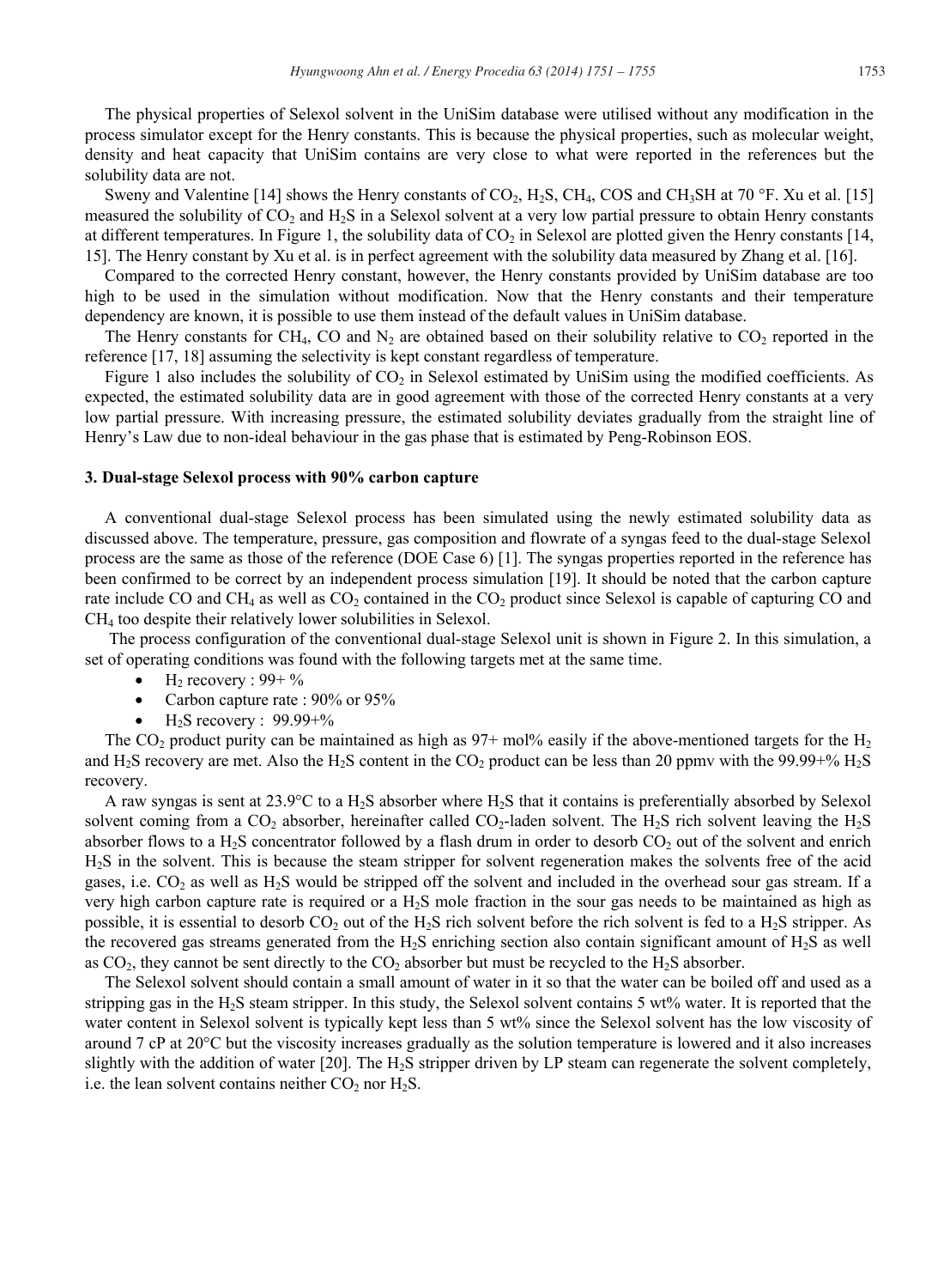The physical properties of Selexol solvent in the UniSim database were utilised without any modification in the process simulator except for the Henry constants. This is because the physical properties, such as molecular weight, density and heat capacity that UniSim contains are very close to what were reported in the references but the solubility data are not.

Sweny and Valentine [14] shows the Henry constants of $CO_2$, $H_2S$, $CH_4$, COS and $CH_3SH$ at 70 °F. Xu et al. [15] measured the solubility of $CO_2$ and $H_2S$ in a Selexol solvent at a very low partial pressure to obtain Henry constants at different temperatures. In Figure 1, the solubility data of $CO_2$ in Selexol are plotted given the Henry constants [14, 15]. The Henry constant by Xu et al. is in perfect agreement with the solubility data measured by Zhang et al. [16].

Compared to the corrected Henry constant, however, the Henry constants provided by UniSim database are too high to be used in the simulation without modification. Now that the Henry constants and their temperature dependency are known, it is possible to use them instead of the default values in UniSim database.

The Henry constants for $CH_4$, CO and $N_2$ are obtained based on their solubility relative to $CO_2$ reported in the reference [17, 18] assuming the selectivity is kept constant regardless of temperature.

Figure 1 also includes the solubility of $CO_2$ in Selexol estimated by UniSim using the modified coefficients. As expected, the estimated solubility data are in good agreement with those of the corrected Henry constants at a very low partial pressure. With increasing pressure, the estimated solubility deviates gradually from the straight line of Henry's Law due to non-ideal behaviour in the gas phase that is estimated by Peng-Robinson EOS.

## 3. Dual-stage Selexol process with 90% carbon capture

A conventional dual-stage Selexol process has been simulated using the newly estimated solubility data as discussed above. The temperature, pressure, gas composition and flowrate of a syngas feed to the dual-stage Selexol process are the same as those of the reference (DOE Case 6) [1]. The syngas properties reported in the reference has been confirmed to be correct by an independent process simulation [19]. It should be noted that the carbon capture rate include CO and $CH_4$ as well as $CO_2$ contained in the $CO_2$ product since Selexol is capable of capturing CO and $CH_4$ too despite their relatively lower solubilities in Selexol.

The process configuration of the conventional dual-stage Selexol unit is shown in Figure 2. In this simulation, a set of operating conditions was found with the following targets met at the same time.

- $H_2$ recovery : 99+ %
- Carbon capture rate : 90% or 95%
- $H_2S$ recovery : 99.99+%

The $CO_2$ product purity can be maintained as high as 97+ mol% easily if the above-mentioned targets for the $H_2$ and $H_2S$ recovery are met. Also the $H_2S$ content in the $CO_2$ product can be less than 20 ppmv with the 99.99+% $H_2S$ recovery.

A raw syngas is sent at 23.9°C to a $H_2S$ absorber where $H_2S$ that it contains is preferentially absorbed by Selexol solvent coming from a $CO_2$ absorber, hereinafter called $CO_2$-laden solvent. The $H_2S$ rich solvent leaving the $H_2S$ absorber flows to a $H_2S$ concentrator followed by a flash drum in order to desorb $CO_2$ out of the solvent and enrich $H_2S$ in the solvent. This is because the steam stripper for solvent regeneration makes the solvents free of the acid gases, i.e. $CO_2$ as well as $H_2S$ would be stripped off the solvent and included in the overhead sour gas stream. If a very high carbon capture rate is required or a $H_2S$ mole fraction in the sour gas needs to be maintained as high as possible, it is essential to desorb $CO_2$ out of the $H_2S$ rich solvent before the rich solvent is fed to a $H_2S$ stripper. As the recovered gas streams generated from the $H_2S$ enriching section also contain significant amount of $H_2S$ as well as $CO_2$, they cannot be sent directly to the $CO_2$ absorber but must be recycled to the $H_2S$ absorber.

The Selexol solvent should contain a small amount of water in it so that the water can be boiled off and used as a stripping gas in the $H_2S$ steam stripper. In this study, the Selexol solvent contains 5 wt% water. It is reported that the water content in Selexol solvent is typically kept less than 5 wt% since the Selexol solvent has the low viscosity of around 7 cP at 20°C but the viscosity increases gradually as the solution temperature is lowered and it also increases slightly with the addition of water [20]. The $H_2S$ stripper driven by LP steam can regenerate the solvent completely, i.e. the lean solvent contains neither $CO_2$ nor $H_2S$.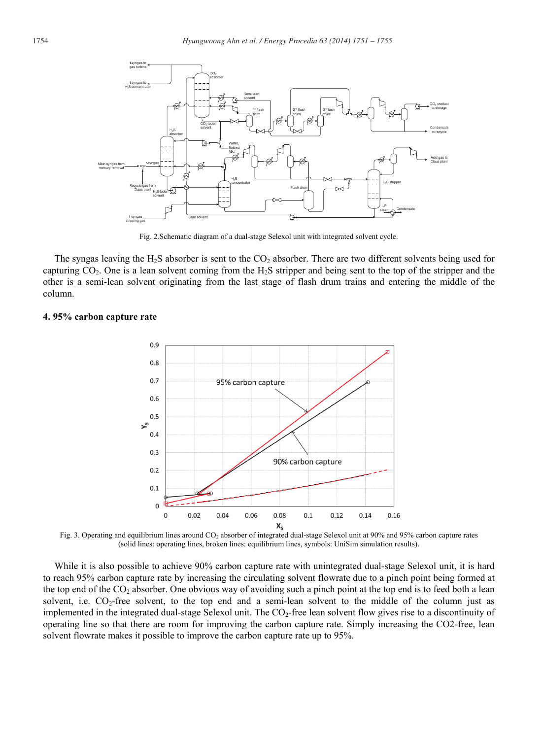Fig. 2.Schematic diagram of a dual-stage Selexol unit with integrated solvent cycle.

The syngas leaving the $H_2S$ absorber is sent to the $CO_2$ absorber. There are two different solvents being used for capturing $CO_2$. One is a lean solvent coming from the $H_2S$ stripper and being sent to the top of the stripper and the other is a semi-lean solvent originating from the last stage of flash drum trains and entering the middle of the column.

## 4. 95% carbon capture rate

Fig. 3. Operating and equilibrium lines around $CO_2$ absorber of integrated dual-stage Selexol unit at 90% and 95% carbon capture rates (solid lines: operating lines, broken lines: equilibrium lines, symbols: UniSim simulation results).

While it is also possible to achieve 90% carbon capture rate with unintegrated dual-stage Selexol unit, it is hard to reach 95% carbon capture rate by increasing the circulating solvent flowrate due to a pinch point being formed at the top end of the $CO_2$ absorber. One obvious way of avoiding such a pinch point at the top end is to feed both a lean solvent, i.e. $CO_2$-free solvent, to the top end and a semi-lean solvent to the middle of the column just as implemented in the integrated dual-stage Selexol unit. The $CO_2$-free lean solvent flow gives rise to a discontinuity of operating line so that there are room for improving the carbon capture rate. Simply increasing the CO2-free, lean solvent flowrate makes it possible to improve the carbon capture rate up to 95%.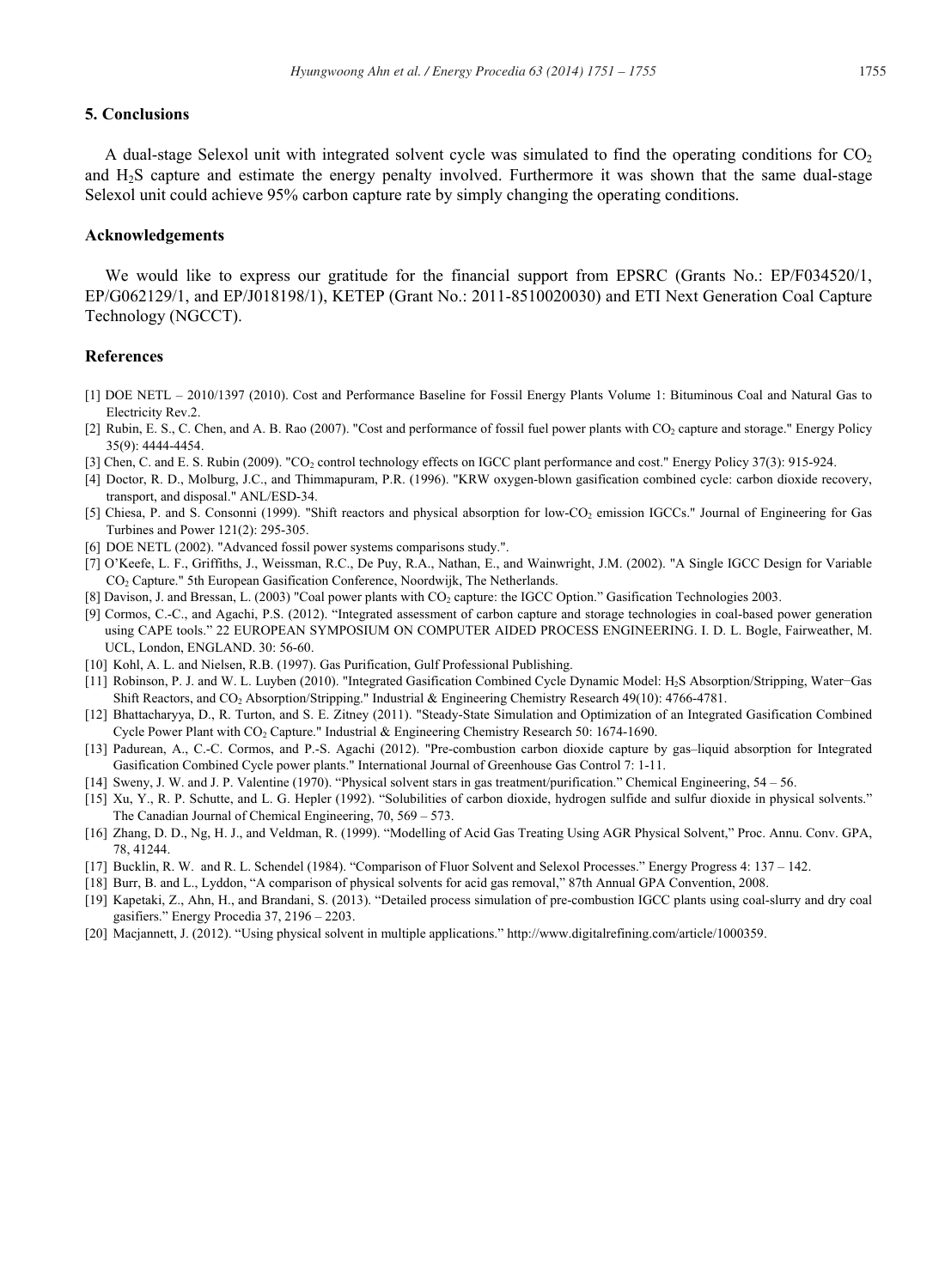## 5. Conclusions

A dual-stage Selexol unit with integrated solvent cycle was simulated to find the operating conditions for $CO_2$ and $H_2S$ capture and estimate the energy penalty involved. Furthermore it was shown that the same dual-stage Selexol unit could achieve 95% carbon capture rate by simply changing the operating conditions.

## Acknowledgements

We would like to express our gratitude for the financial support from EPSRC (Grants No.: EP/F034520/1, EP/G062129/1, and EP/J018198/1), KETEP (Grant No.: 2011-8510020030) and ETI Next Generation Coal Capture Technology (NGCCT).

## References

[1] DOE NETL – 2010/1397 (2010). Cost and Performance Baseline for Fossil Energy Plants Volume 1: Bituminous Coal and Natural Gas to Electricity Rev.2.

[2] Rubin, E. S., C. Chen, and A. B. Rao (2007). "Cost and performance of fossil fuel power plants with $CO_2$ capture and storage." Energy Policy 35(9): 4444-4454.

[3] Chen, C. and E. S. Rubin (2009). "$CO_2$ control technology effects on IGCC plant performance and cost." Energy Policy 37(3): 915-924.

[4] Doctor, R. D., Molburg, J.C., and Thimmapuram, P.R. (1996). "KRW oxygen-blown gasification combined cycle: carbon dioxide recovery, transport, and disposal." ANL/ESD-34.

[5] Chiesa, P. and S. Consonni (1999). "Shift reactors and physical absorption for low-$CO_2$ emission IGCCs." Journal of Engineering for Gas Turbines and Power 121(2): 295-305.

[6] DOE NETL (2002). "Advanced fossil power systems comparisons study.".

[7] O'Keefe, L. F., Griffiths, J., Weissman, R.C., De Puy, R.A., Nathan, E., and Wainwright, J.M. (2002). "A Single IGCC Design for Variable $CO_2$ Capture." 5th European Gasification Conference, Noordwijk, The Netherlands.

[8] Davison, J. and Bressan, L. (2003) "Coal power plants with $CO_2$ capture: the IGCC Option." Gasification Technologies 2003.

[9] Cormos, C.-C., and Agachi, P.S. (2012). "Integrated assessment of carbon capture and storage technologies in coal-based power generation using CAPE tools." 22 EUROPEAN SYMPOSIUM ON COMPUTER AIDED PROCESS ENGINEERING. I. D. L. Bogle, Fairweather, M. UCL, London, ENGLAND. 30: 56-60.

[10] Kohl, A. L. and Nielsen, R.B. (1997). Gas Purification, Gulf Professional Publishing.

[11] Robinson, P. J. and W. L. Luyben (2010). "Integrated Gasification Combined Cycle Dynamic Model: $H_2S$ Absorption/Stripping, Water−Gas Shift Reactors, and $CO_2$ Absorption/Stripping." Industrial & Engineering Chemistry Research 49(10): 4766-4781.

[12] Bhattacharyya, D., R. Turton, and S. E. Zitney (2011). "Steady-State Simulation and Optimization of an Integrated Gasification Combined Cycle Power Plant with $CO_2$ Capture." Industrial & Engineering Chemistry Research 50: 1674-1690.

[13] Padurean, A., C.-C. Cormos, and P.-S. Agachi (2012). "Pre-combustion carbon dioxide capture by gas–liquid absorption for Integrated Gasification Combined Cycle power plants." International Journal of Greenhouse Gas Control 7: 1-11.

[14] Sweny, J. W. and J. P. Valentine (1970). "Physical solvent stars in gas treatment/purification." Chemical Engineering, 54 – 56.

[15] Xu, Y., R. P. Schutte, and L. G. Hepler (1992). "Solubilities of carbon dioxide, hydrogen sulfide and sulfur dioxide in physical solvents." The Canadian Journal of Chemical Engineering, 70, 569 – 573.

[16] Zhang, D. D., Ng, H. J., and Veldman, R. (1999). "Modelling of Acid Gas Treating Using AGR Physical Solvent," Proc. Annu. Conv. GPA, 78, 41244.

[17] Bucklin, R. W. and R. L. Schendel (1984). "Comparison of Fluor Solvent and Selexol Processes." Energy Progress 4: 137 – 142.

[18] Burr, B. and L., Lyddon, "A comparison of physical solvents for acid gas removal," 87th Annual GPA Convention, 2008.

[19] Kapetaki, Z., Ahn, H., and Brandani, S. (2013). "Detailed process simulation of pre-combustion IGCC plants using coal-slurry and dry coal gasifiers." Energy Procedia 37, 2196 – 2203.

[20] Macjannett, J. (2012). "Using physical solvent in multiple applications." http://www.digitalrefining.com/article/1000359.